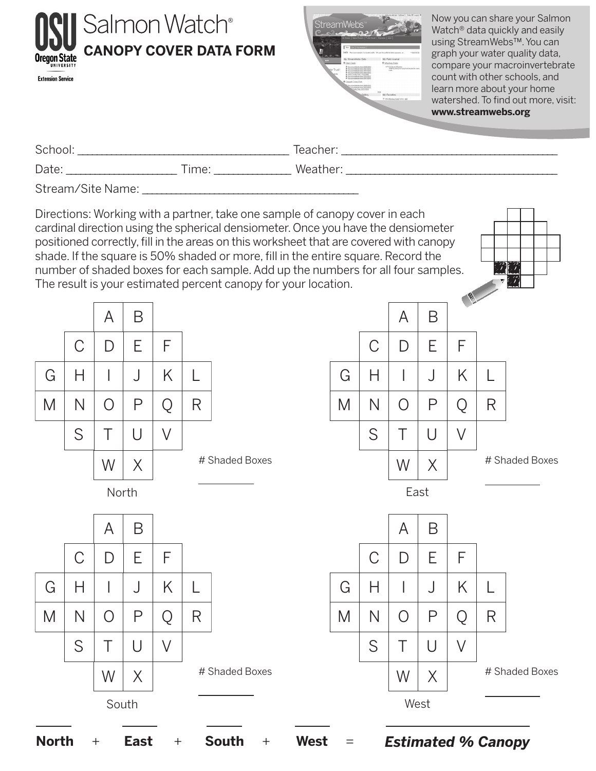# OSU Salmon Watch®

## CANOPY COVER DATA FORM

Oregon State University Extension Service

Now you can share your Salmon Watch® data quickly and easily using StreamWebs™. You can graph your water quality data, compare your macroinvertebrate count with other schools, and learn more about your home watershed. To find out more, visit: **www.streamwebs.org**

School: ______________________________ Teacher: ______________________________

Date: ______________ Time: __________ Weather: ______________________________

Stream/Site Name: ______________________________

Directions: Working with a partner, take one sample of canopy cover in each cardinal direction using the spherical densiometer. Once you have the densiometer positioned correctly, fill in the areas on this worksheet that are covered with canopy shade. If the square is 50% shaded or more, fill in the entire square. Record the number of shaded boxes for each sample. Add up the numbers for all four samples. The result is your estimated percent canopy for your location.

**North**

| | | | | | |
|---|---|---|---|---|---|
| | | A | B | | |
| | C | D | E | F | |
| G | H | I | J | K | L |
| M | N | O | P | Q | R |
| | S | T | U | V | |
| | | W | X | | |

# Shaded Boxes ________

**East**

| | | | | | |
|---|---|---|---|---|---|
| | | A | B | | |
| | C | D | E | F | |
| G | H | I | J | K | L |
| M | N | O | P | Q | R |
| | S | T | U | V | |
| | | W | X | | |

# Shaded Boxes ________

**South**

| | | | | | |
|---|---|---|---|---|---|
| | | A | B | | |
| | C | D | E | F | |
| G | H | I | J | K | L |
| M | N | O | P | Q | R |
| | S | T | U | V | |
| | | W | X | | |

# Shaded Boxes ________

**West**

| | | | | | |
|---|---|---|---|---|---|
| | | A | B | | |
| | C | D | E | F | |
| G | H | I | J | K | L |
| M | N | O | P | Q | R |
| | S | T | U | V | |
| | | W | X | | |

# Shaded Boxes ________

______ + ______ + ______ + ______ = ______________

**North** + **East** + **South** + **West** = ***Estimated % Canopy***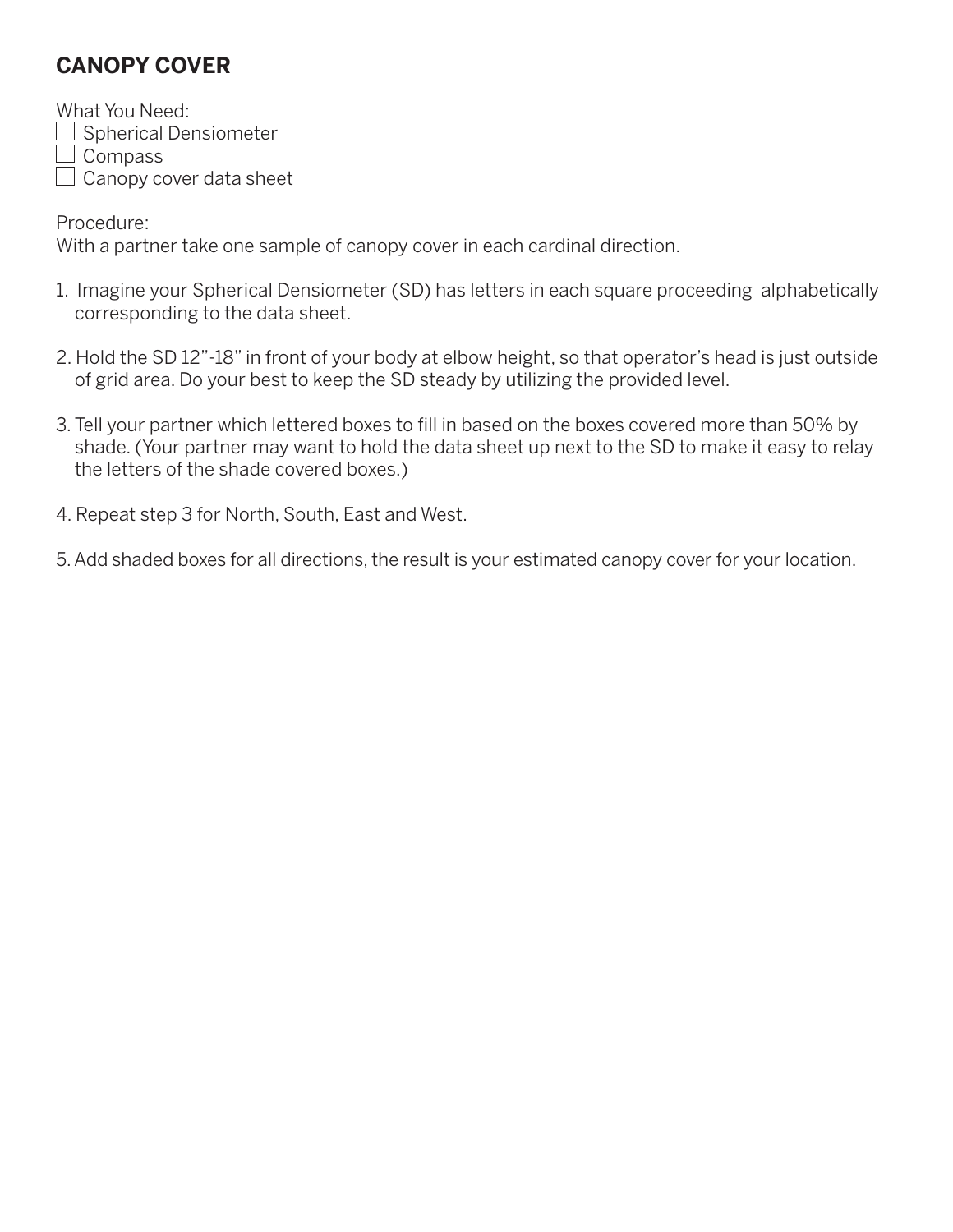## CANOPY COVER

What You Need:

- ☐ Spherical Densiometer
- ☐ Compass
- ☐ Canopy cover data sheet

Procedure:

With a partner take one sample of canopy cover in each cardinal direction.

1. Imagine your Spherical Densiometer (SD) has letters in each square proceeding alphabetically corresponding to the data sheet.
2. Hold the SD 12"-18" in front of your body at elbow height, so that operator's head is just outside of grid area. Do your best to keep the SD steady by utilizing the provided level.
3. Tell your partner which lettered boxes to fill in based on the boxes covered more than 50% by shade. (Your partner may want to hold the data sheet up next to the SD to make it easy to relay the letters of the shade covered boxes.)
4. Repeat step 3 for North, South, East and West.
5. Add shaded boxes for all directions, the result is your estimated canopy cover for your location.